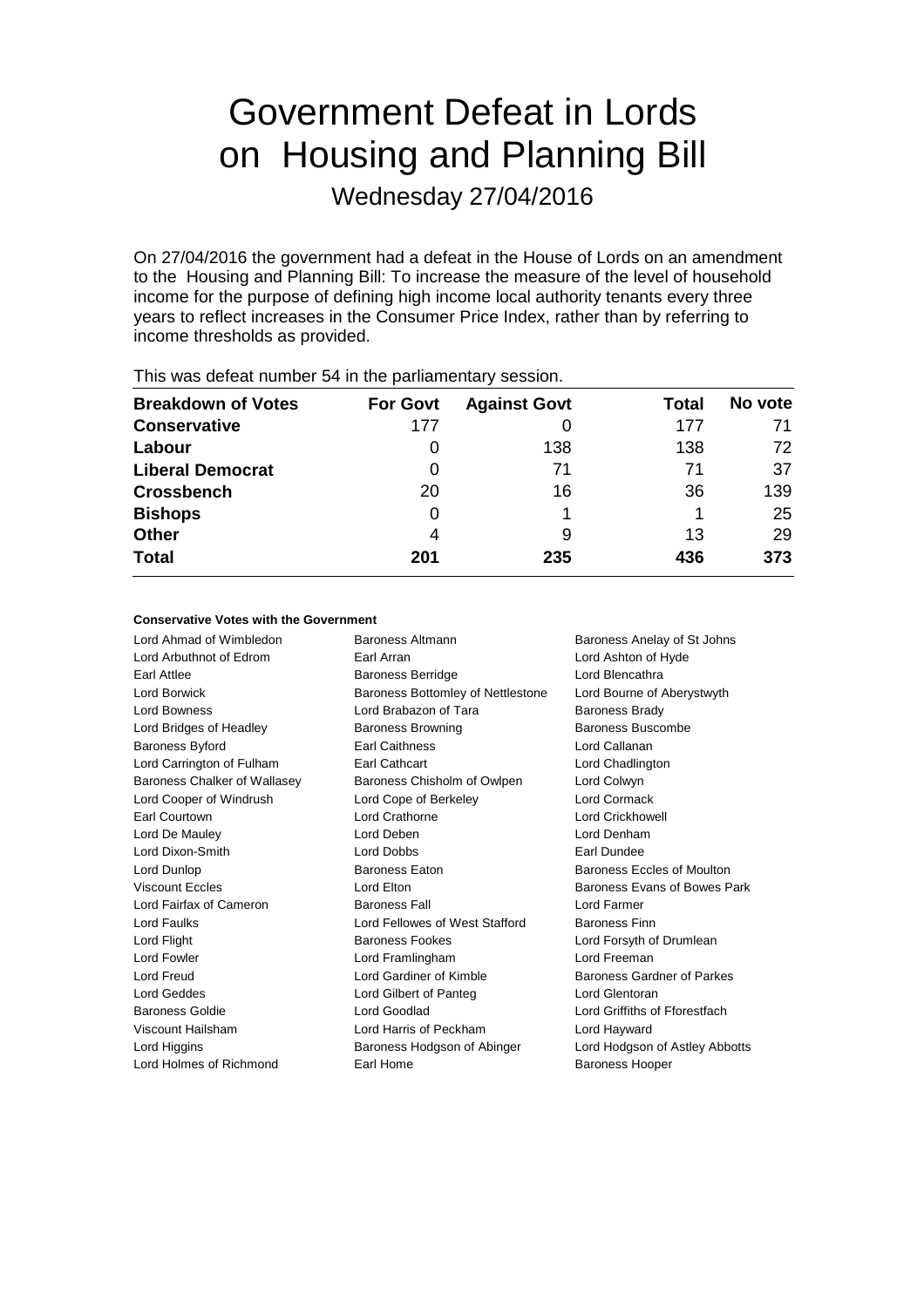# Government Defeat in Lords on Housing and Planning Bill

Wednesday 27/04/2016

On 27/04/2016 the government had a defeat in the House of Lords on an amendment to the Housing and Planning Bill: To increase the measure of the level of household income for the purpose of defining high income local authority tenants every three years to reflect increases in the Consumer Price Index, rather than by referring to income thresholds as provided.

This was defeat number 54 in the parliamentary session.

| Breakdown of Votes | For Govt | Against Govt | Total | No vote |
|---|---|---|---|---|
| **Conservative** | 177 | 0 | 177 | 71 |
| **Labour** | 0 | 138 | 138 | 72 |
| **Liberal Democrat** | 0 | 71 | 71 | 37 |
| **Crossbench** | 20 | 16 | 36 | 139 |
| **Bishops** | 0 | 1 | 1 | 25 |
| **Other** | 4 | 9 | 13 | 29 |
| **Total** | **201** | **235** | **436** | **373** |

**Conservative Votes with the Government**

| | | |
|---|---|---|
| Lord Ahmad of Wimbledon | Baroness Altmann | Baroness Anelay of St Johns |
| Lord Arbuthnot of Edrom | Earl Arran | Lord Ashton of Hyde |
| Earl Attlee | Baroness Berridge | Lord Blencathra |
| Lord Borwick | Baroness Bottomley of Nettlestone | Lord Bourne of Aberystwyth |
| Lord Bowness | Lord Brabazon of Tara | Baroness Brady |
| Lord Bridges of Headley | Baroness Browning | Baroness Buscombe |
| Baroness Byford | Earl Caithness | Lord Callanan |
| Lord Carrington of Fulham | Earl Cathcart | Lord Chadlington |
| Baroness Chalker of Wallasey | Baroness Chisholm of Owlpen | Lord Colwyn |
| Lord Cooper of Windrush | Lord Cope of Berkeley | Lord Cormack |
| Earl Courtown | Lord Crathorne | Lord Crickhowell |
| Lord De Mauley | Lord Deben | Lord Denham |
| Lord Dixon-Smith | Lord Dobbs | Earl Dundee |
| Lord Dunlop | Baroness Eaton | Baroness Eccles of Moulton |
| Viscount Eccles | Lord Elton | Baroness Evans of Bowes Park |
| Lord Fairfax of Cameron | Baroness Fall | Lord Farmer |
| Lord Faulks | Lord Fellowes of West Stafford | Baroness Finn |
| Lord Flight | Baroness Fookes | Lord Forsyth of Drumlean |
| Lord Fowler | Lord Framlingham | Lord Freeman |
| Lord Freud | Lord Gardiner of Kimble | Baroness Gardner of Parkes |
| Lord Geddes | Lord Gilbert of Panteg | Lord Glentoran |
| Baroness Goldie | Lord Goodlad | Lord Griffiths of Fforestfach |
| Viscount Hailsham | Lord Harris of Peckham | Lord Hayward |
| Lord Higgins | Baroness Hodgson of Abinger | Lord Hodgson of Astley Abbotts |
| Lord Holmes of Richmond | Earl Home | Baroness Hooper |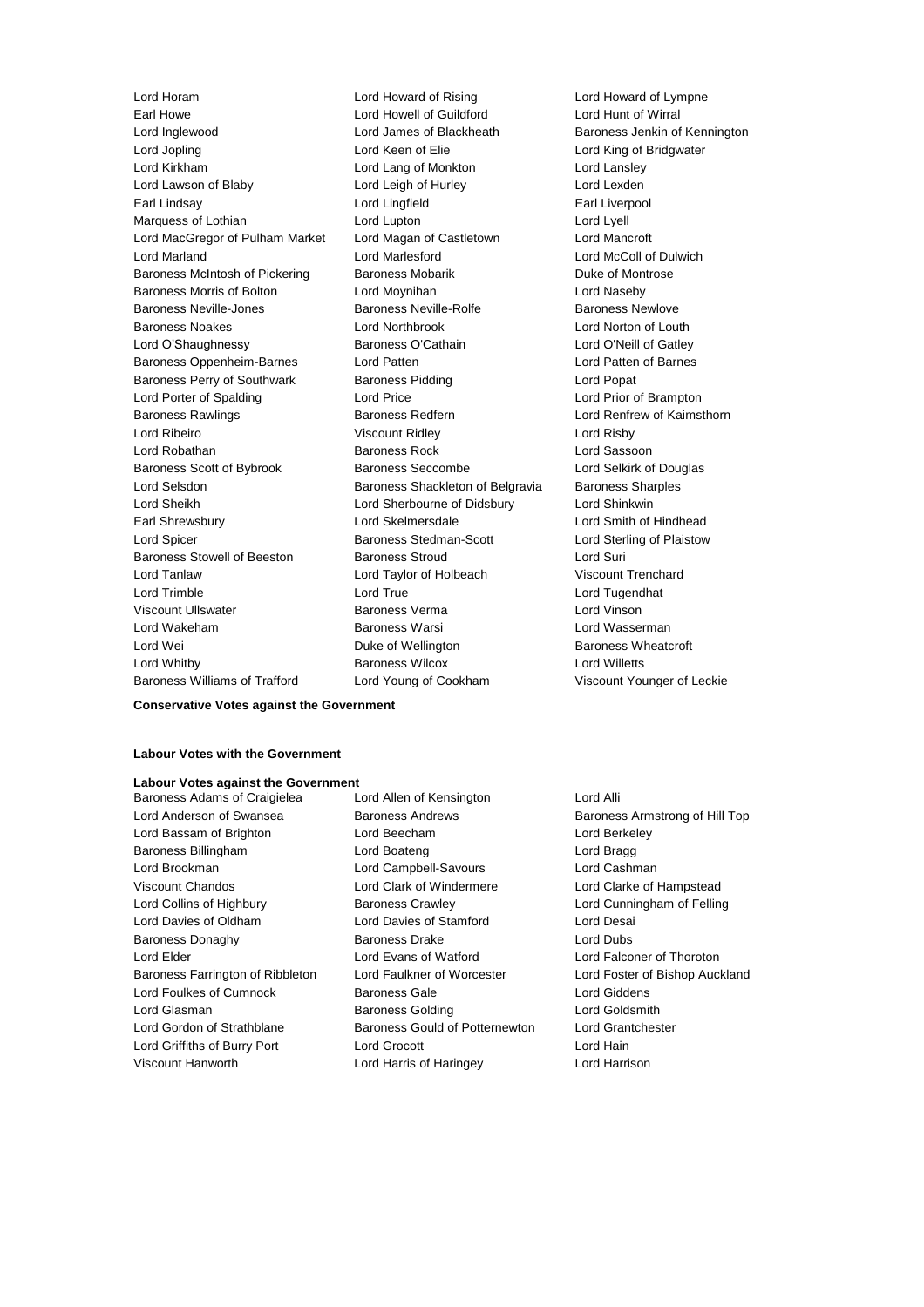Lord Horam
Lord Howard of Rising
Lord Howard of Lympne
Earl Howe
Lord Howell of Guildford
Lord Hunt of Wirral
Lord Inglewood
Lord James of Blackheath
Baroness Jenkin of Kennington
Lord Jopling
Lord Keen of Elie
Lord King of Bridgwater
Lord Kirkham
Lord Lang of Monkton
Lord Lansley
Lord Lawson of Blaby
Lord Leigh of Hurley
Lord Lexden
Earl Lindsay
Lord Lingfield
Earl Liverpool
Marquess of Lothian
Lord Lupton
Lord Lyell
Lord MacGregor of Pulham Market
Lord Magan of Castletown
Lord Mancroft
Lord Marland
Lord Marlesford
Lord McColl of Dulwich
Baroness McIntosh of Pickering
Baroness Mobarik
Duke of Montrose
Baroness Morris of Bolton
Lord Moynihan
Lord Naseby
Baroness Neville-Jones
Baroness Neville-Rolfe
Baroness Newlove
Baroness Noakes
Lord Northbrook
Lord Norton of Louth
Lord O'Shaughnessy
Baroness O'Cathain
Lord O'Neill of Gatley
Baroness Oppenheim-Barnes
Lord Patten
Lord Patten of Barnes
Baroness Perry of Southwark
Baroness Pidding
Lord Popat
Lord Porter of Spalding
Lord Price
Lord Prior of Brampton
Baroness Rawlings
Baroness Redfern
Lord Renfrew of Kaimsthorn
Lord Ribeiro
Viscount Ridley
Lord Risby
Lord Robathan
Baroness Rock
Lord Sassoon
Baroness Scott of Bybrook
Baroness Seccombe
Lord Selkirk of Douglas
Lord Selsdon
Baroness Shackleton of Belgravia
Baroness Sharples
Lord Sheikh
Lord Sherbourne of Didsbury
Lord Shinkwin
Earl Shrewsbury
Lord Skelmersdale
Lord Smith of Hindhead
Lord Spicer
Baroness Stedman-Scott
Lord Sterling of Plaistow
Baroness Stowell of Beeston
Baroness Stroud
Lord Suri
Lord Tanlaw
Lord Taylor of Holbeach
Viscount Trenchard
Lord Trimble
Lord True
Lord Tugendhat
Viscount Ullswater
Baroness Verma
Lord Vinson
Lord Wakeham
Baroness Warsi
Lord Wasserman
Lord Wei
Duke of Wellington
Baroness Wheatcroft
Lord Whitby
Baroness Wilcox
Lord Willetts
Baroness Williams of Trafford
Lord Young of Cookham
Viscount Younger of Leckie

**Conservative Votes against the Government**

---

**Labour Votes with the Government**

**Labour Votes against the Government**

Baroness Adams of Craigielea
Lord Allen of Kensington
Lord Alli
Lord Anderson of Swansea
Baroness Andrews
Baroness Armstrong of Hill Top
Lord Bassam of Brighton
Lord Beecham
Lord Berkeley
Baroness Billingham
Lord Boateng
Lord Bragg
Lord Brookman
Lord Campbell-Savours
Lord Cashman
Viscount Chandos
Lord Clark of Windermere
Lord Clarke of Hampstead
Lord Collins of Highbury
Baroness Crawley
Lord Cunningham of Felling
Lord Davies of Oldham
Lord Davies of Stamford
Lord Desai
Baroness Donaghy
Baroness Drake
Lord Dubs
Lord Elder
Lord Evans of Watford
Lord Falconer of Thoroton
Baroness Farrington of Ribbleton
Lord Faulkner of Worcester
Lord Foster of Bishop Auckland
Lord Foulkes of Cumnock
Baroness Gale
Lord Giddens
Lord Glasman
Baroness Golding
Lord Goldsmith
Lord Gordon of Strathblane
Baroness Gould of Potternewton
Lord Grantchester
Lord Griffiths of Burry Port
Lord Grocott
Lord Hain
Viscount Hanworth
Lord Harris of Haringey
Lord Harrison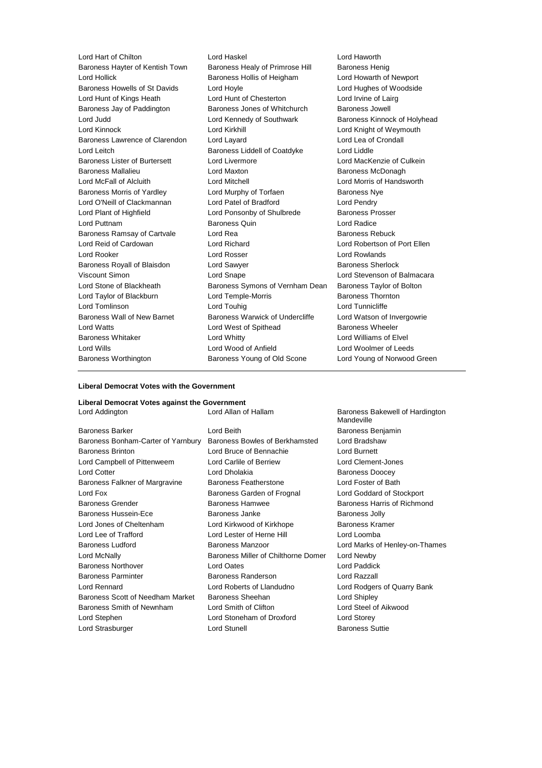Lord Hart of Chilton
Lord Haskel
Lord Haworth
Baroness Hayter of Kentish Town
Baroness Healy of Primrose Hill
Baroness Henig
Lord Hollick
Baroness Hollis of Heigham
Lord Howarth of Newport
Baroness Howells of St Davids
Lord Hoyle
Lord Hughes of Woodside
Lord Hunt of Kings Heath
Lord Hunt of Chesterton
Lord Irvine of Lairg
Baroness Jay of Paddington
Baroness Jones of Whitchurch
Baroness Jowell
Lord Judd
Lord Kennedy of Southwark
Baroness Kinnock of Holyhead
Lord Kinnock
Lord Kirkhill
Lord Knight of Weymouth
Baroness Lawrence of Clarendon
Lord Layard
Lord Lea of Crondall
Lord Leitch
Baroness Liddell of Coatdyke
Lord Liddle
Baroness Lister of Burtersett
Lord Livermore
Lord MacKenzie of Culkein
Baroness Mallalieu
Lord Maxton
Baroness McDonagh
Lord McFall of Alcluith
Lord Mitchell
Lord Morris of Handsworth
Baroness Morris of Yardley
Lord Murphy of Torfaen
Baroness Nye
Lord O'Neill of Clackmannan
Lord Patel of Bradford
Lord Pendry
Lord Plant of Highfield
Lord Ponsonby of Shulbrede
Baroness Prosser
Lord Puttnam
Baroness Quin
Lord Radice
Baroness Ramsay of Cartvale
Lord Rea
Baroness Rebuck
Lord Reid of Cardowan
Lord Richard
Lord Robertson of Port Ellen
Lord Rooker
Lord Rosser
Lord Rowlands
Baroness Royall of Blaisdon
Lord Sawyer
Baroness Sherlock
Viscount Simon
Lord Snape
Lord Stevenson of Balmacara
Lord Stone of Blackheath
Baroness Symons of Vernham Dean
Baroness Taylor of Bolton
Lord Taylor of Blackburn
Lord Temple-Morris
Baroness Thornton
Lord Tomlinson
Lord Touhig
Lord Tunnicliffe
Baroness Wall of New Barnet
Baroness Warwick of Undercliffe
Lord Watson of Invergowrie
Lord Watts
Lord West of Spithead
Baroness Wheeler
Baroness Whitaker
Lord Whitty
Lord Williams of Elvel
Lord Wills
Lord Wood of Anfield
Lord Woolmer of Leeds
Baroness Worthington
Baroness Young of Old Scone
Lord Young of Norwood Green

---

**Liberal Democrat Votes with the Government**

**Liberal Democrat Votes against the Government**

Lord Addington
Lord Allan of Hallam
Baroness Bakewell of Hardington Mandeville
Baroness Barker
Lord Beith
Baroness Benjamin
Baroness Bonham-Carter of Yarnbury
Baroness Bowles of Berkhamsted
Lord Bradshaw
Baroness Brinton
Lord Bruce of Bennachie
Lord Burnett
Lord Campbell of Pittenweem
Lord Carlile of Berriew
Lord Clement-Jones
Lord Cotter
Lord Dholakia
Baroness Doocey
Baroness Falkner of Margravine
Baroness Featherstone
Lord Foster of Bath
Lord Fox
Baroness Garden of Frognal
Lord Goddard of Stockport
Baroness Grender
Baroness Hamwee
Baroness Harris of Richmond
Baroness Hussein-Ece
Baroness Janke
Baroness Jolly
Lord Jones of Cheltenham
Lord Kirkwood of Kirkhope
Baroness Kramer
Lord Lee of Trafford
Lord Lester of Herne Hill
Lord Loomba
Baroness Ludford
Baroness Manzoor
Lord Marks of Henley-on-Thames
Lord McNally
Baroness Miller of Chilthorne Domer
Lord Newby
Baroness Northover
Lord Oates
Lord Paddick
Baroness Parminter
Baroness Randerson
Lord Razzall
Lord Rennard
Lord Roberts of Llandudno
Lord Rodgers of Quarry Bank
Baroness Scott of Needham Market
Baroness Sheehan
Lord Shipley
Baroness Smith of Newnham
Lord Smith of Clifton
Lord Steel of Aikwood
Lord Stephen
Lord Stoneham of Droxford
Lord Storey
Lord Strasburger
Lord Stunell
Baroness Suttie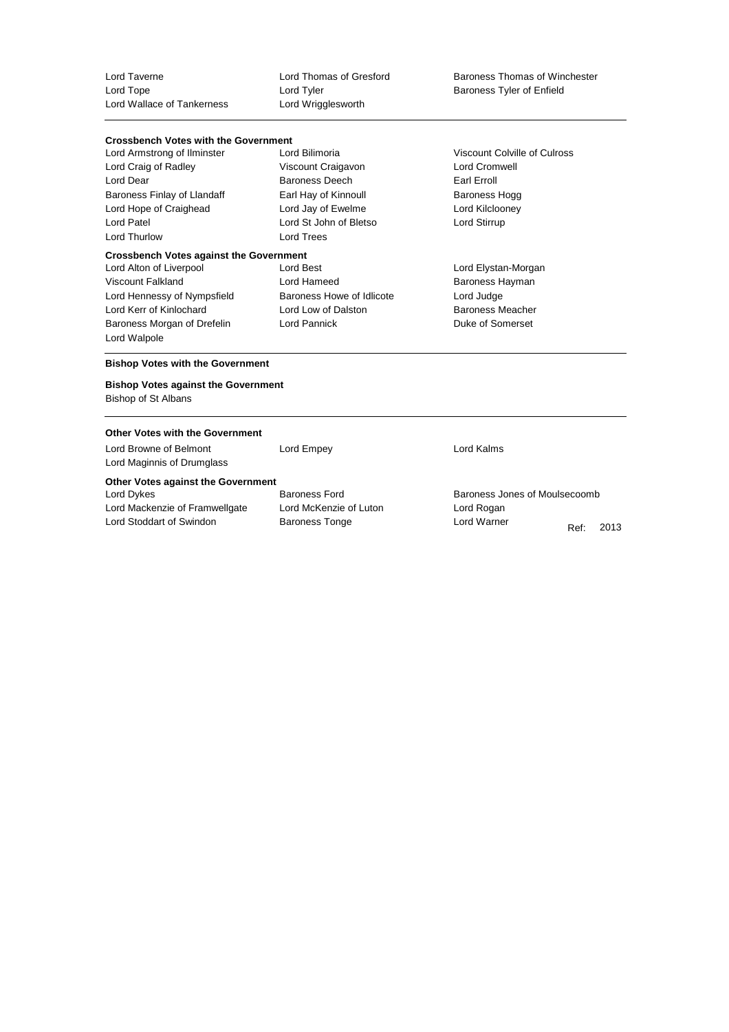Lord Taverne
Lord Thomas of Gresford
Baroness Thomas of Winchester
Lord Tope
Lord Tyler
Baroness Tyler of Enfield
Lord Wallace of Tankerness
Lord Wrigglesworth

---

**Crossbench Votes with the Government**

Lord Armstrong of Ilminster
Lord Bilimoria
Viscount Colville of Culross
Lord Craig of Radley
Viscount Craigavon
Lord Cromwell
Lord Dear
Baroness Deech
Earl Erroll
Baroness Finlay of Llandaff
Earl Hay of Kinnoull
Baroness Hogg
Lord Hope of Craighead
Lord Jay of Ewelme
Lord Kilclooney
Lord Patel
Lord St John of Bletso
Lord Stirrup
Lord Thurlow
Lord Trees

**Crossbench Votes against the Government**

Lord Alton of Liverpool
Lord Best
Lord Elystan-Morgan
Viscount Falkland
Lord Hameed
Baroness Hayman
Lord Hennessy of Nympsfield
Baroness Howe of Idlicote
Lord Judge
Lord Kerr of Kinlochard
Lord Low of Dalston
Baroness Meacher
Baroness Morgan of Drefelin
Lord Pannick
Duke of Somerset
Lord Walpole

---

**Bishop Votes with the Government**

**Bishop Votes against the Government**

Bishop of St Albans

---

**Other Votes with the Government**

Lord Browne of Belmont
Lord Empey
Lord Kalms
Lord Maginnis of Drumglass

**Other Votes against the Government**

Lord Dykes
Baroness Ford
Baroness Jones of Moulsecoomb
Lord Mackenzie of Framwellgate
Lord McKenzie of Luton
Lord Rogan
Lord Stoddart of Swindon
Baroness Tonge
Lord Warner

Ref: 2013